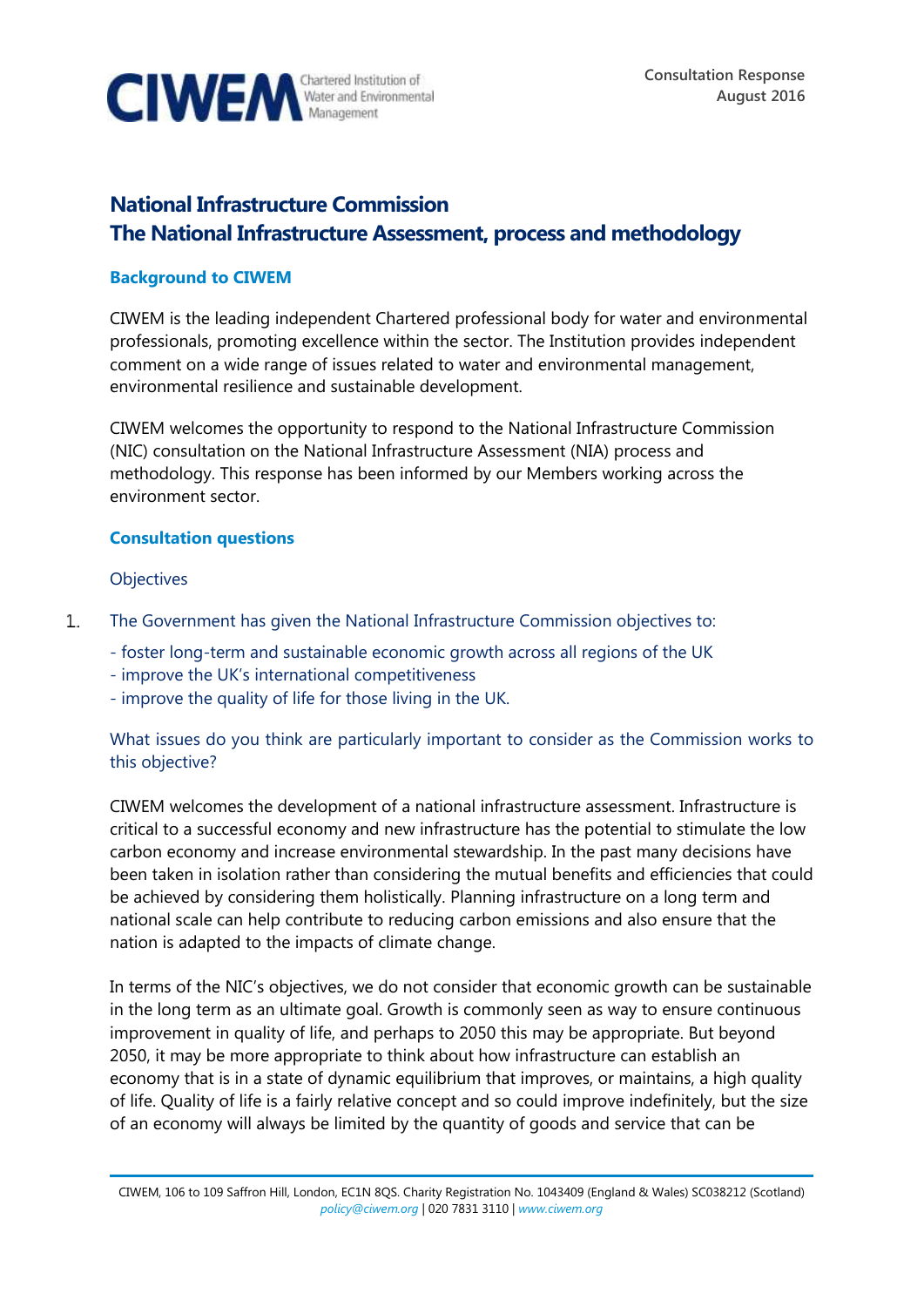CIWEM Chartered Institution of Water and Environmental Management

Consultation Response
August 2016

# National Infrastructure Commission
# The National Infrastructure Assessment, process and methodology

## Background to CIWEM

CIWEM is the leading independent Chartered professional body for water and environmental professionals, promoting excellence within the sector. The Institution provides independent comment on a wide range of issues related to water and environmental management, environmental resilience and sustainable development.

CIWEM welcomes the opportunity to respond to the National Infrastructure Commission (NIC) consultation on the National Infrastructure Assessment (NIA) process and methodology. This response has been informed by our Members working across the environment sector.

## Consultation questions

### Objectives

1. The Government has given the National Infrastructure Commission objectives to:

   - foster long-term and sustainable economic growth across all regions of the UK
   - improve the UK's international competitiveness
   - improve the quality of life for those living in the UK.

   What issues do you think are particularly important to consider as the Commission works to this objective?

CIWEM welcomes the development of a national infrastructure assessment. Infrastructure is critical to a successful economy and new infrastructure has the potential to stimulate the low carbon economy and increase environmental stewardship. In the past many decisions have been taken in isolation rather than considering the mutual benefits and efficiencies that could be achieved by considering them holistically. Planning infrastructure on a long term and national scale can help contribute to reducing carbon emissions and also ensure that the nation is adapted to the impacts of climate change.

In terms of the NIC's objectives, we do not consider that economic growth can be sustainable in the long term as an ultimate goal. Growth is commonly seen as way to ensure continuous improvement in quality of life, and perhaps to 2050 this may be appropriate. But beyond 2050, it may be more appropriate to think about how infrastructure can establish an economy that is in a state of dynamic equilibrium that improves, or maintains, a high quality of life. Quality of life is a fairly relative concept and so could improve indefinitely, but the size of an economy will always be limited by the quantity of goods and service that can be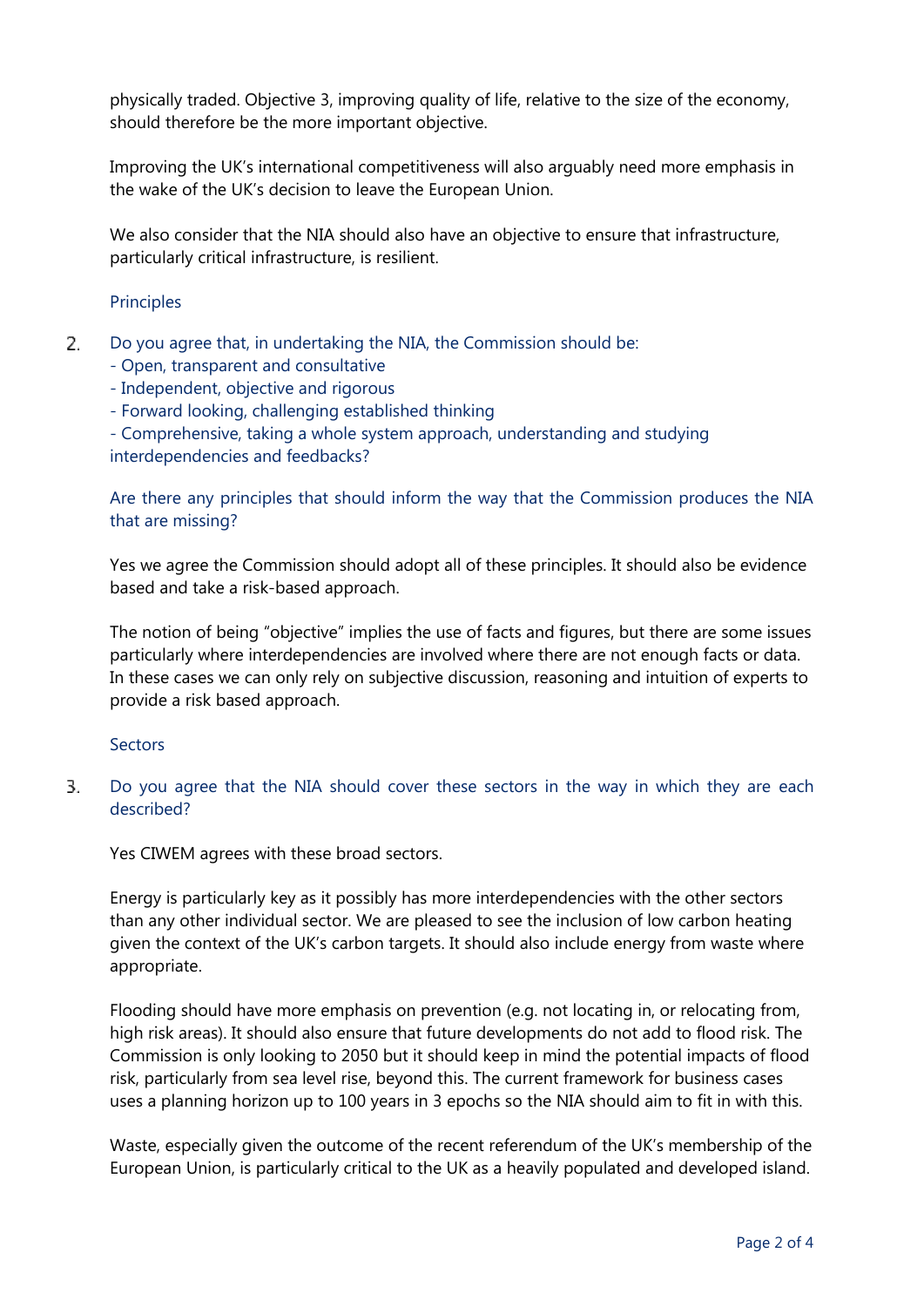physically traded. Objective 3, improving quality of life, relative to the size of the economy, should therefore be the more important objective.

Improving the UK's international competitiveness will also arguably need more emphasis in the wake of the UK's decision to leave the European Union.

We also consider that the NIA should also have an objective to ensure that infrastructure, particularly critical infrastructure, is resilient.

### Principles

2. Do you agree that, in undertaking the NIA, the Commission should be:
   - Open, transparent and consultative
   - Independent, objective and rigorous
   - Forward looking, challenging established thinking
   - Comprehensive, taking a whole system approach, understanding and studying interdependencies and feedbacks?

   Are there any principles that should inform the way that the Commission produces the NIA that are missing?

Yes we agree the Commission should adopt all of these principles. It should also be evidence based and take a risk-based approach.

The notion of being "objective" implies the use of facts and figures, but there are some issues particularly where interdependencies are involved where there are not enough facts or data. In these cases we can only rely on subjective discussion, reasoning and intuition of experts to provide a risk based approach.

### Sectors

3. Do you agree that the NIA should cover these sectors in the way in which they are each described?

Yes CIWEM agrees with these broad sectors.

Energy is particularly key as it possibly has more interdependencies with the other sectors than any other individual sector. We are pleased to see the inclusion of low carbon heating given the context of the UK's carbon targets. It should also include energy from waste where appropriate.

Flooding should have more emphasis on prevention (e.g. not locating in, or relocating from, high risk areas). It should also ensure that future developments do not add to flood risk. The Commission is only looking to 2050 but it should keep in mind the potential impacts of flood risk, particularly from sea level rise, beyond this. The current framework for business cases uses a planning horizon up to 100 years in 3 epochs so the NIA should aim to fit in with this.

Waste, especially given the outcome of the recent referendum of the UK's membership of the European Union, is particularly critical to the UK as a heavily populated and developed island.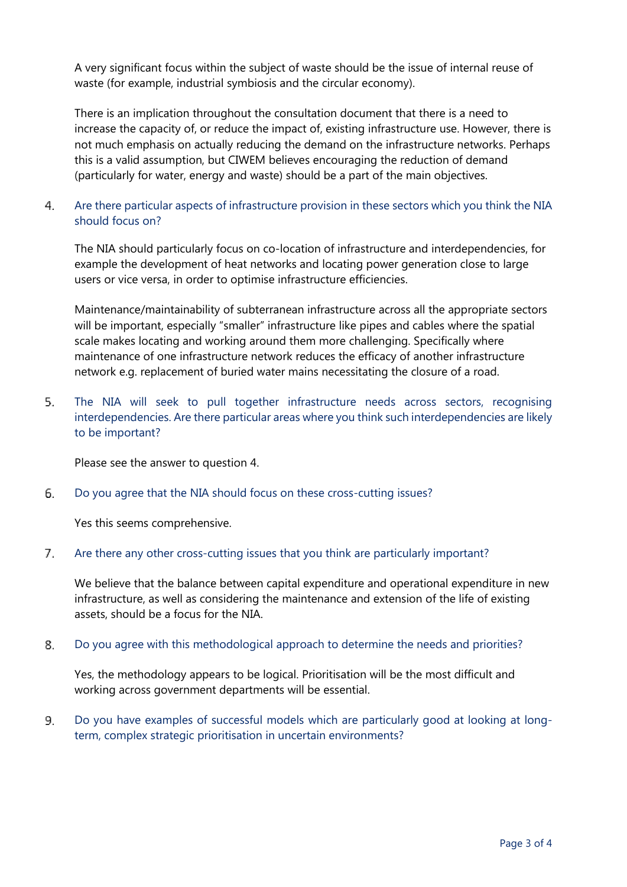A very significant focus within the subject of waste should be the issue of internal reuse of waste (for example, industrial symbiosis and the circular economy).

There is an implication throughout the consultation document that there is a need to increase the capacity of, or reduce the impact of, existing infrastructure use. However, there is not much emphasis on actually reducing the demand on the infrastructure networks. Perhaps this is a valid assumption, but CIWEM believes encouraging the reduction of demand (particularly for water, energy and waste) should be a part of the main objectives.

4. Are there particular aspects of infrastructure provision in these sectors which you think the NIA should focus on?

   The NIA should particularly focus on co-location of infrastructure and interdependencies, for example the development of heat networks and locating power generation close to large users or vice versa, in order to optimise infrastructure efficiencies.

   Maintenance/maintainability of subterranean infrastructure across all the appropriate sectors will be important, especially "smaller" infrastructure like pipes and cables where the spatial scale makes locating and working around them more challenging. Specifically where maintenance of one infrastructure network reduces the efficacy of another infrastructure network e.g. replacement of buried water mains necessitating the closure of a road.

5. The NIA will seek to pull together infrastructure needs across sectors, recognising interdependencies. Are there particular areas where you think such interdependencies are likely to be important?

   Please see the answer to question 4.

6. Do you agree that the NIA should focus on these cross-cutting issues?

   Yes this seems comprehensive.

7. Are there any other cross-cutting issues that you think are particularly important?

   We believe that the balance between capital expenditure and operational expenditure in new infrastructure, as well as considering the maintenance and extension of the life of existing assets, should be a focus for the NIA.

8. Do you agree with this methodological approach to determine the needs and priorities?

   Yes, the methodology appears to be logical. Prioritisation will be the most difficult and working across government departments will be essential.

9. Do you have examples of successful models which are particularly good at looking at long-term, complex strategic prioritisation in uncertain environments?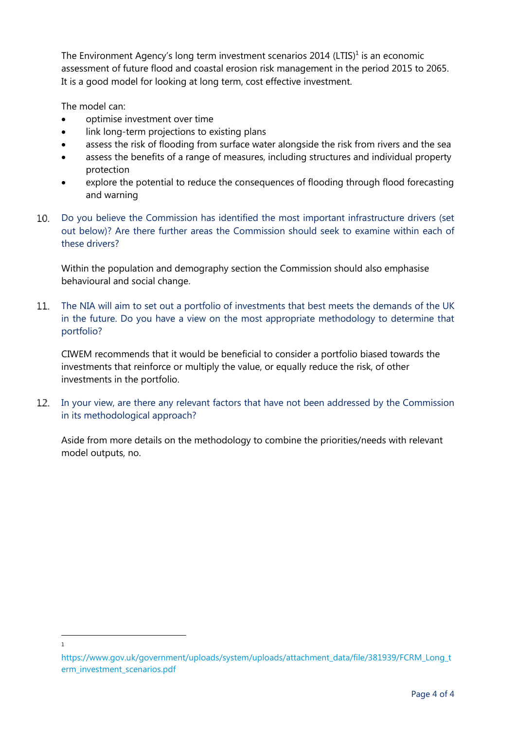The Environment Agency's long term investment scenarios 2014 (LTIS)[1] is an economic assessment of future flood and coastal erosion risk management in the period 2015 to 2065. It is a good model for looking at long term, cost effective investment.

The model can:

- optimise investment over time
- link long-term projections to existing plans
- assess the risk of flooding from surface water alongside the risk from rivers and the sea
- assess the benefits of a range of measures, including structures and individual property protection
- explore the potential to reduce the consequences of flooding through flood forecasting and warning

10. Do you believe the Commission has identified the most important infrastructure drivers (set out below)? Are there further areas the Commission should seek to examine within each of these drivers?

    Within the population and demography section the Commission should also emphasise behavioural and social change.

11. The NIA will aim to set out a portfolio of investments that best meets the demands of the UK in the future. Do you have a view on the most appropriate methodology to determine that portfolio?

    CIWEM recommends that it would be beneficial to consider a portfolio biased towards the investments that reinforce or multiply the value, or equally reduce the risk, of other investments in the portfolio.

12. In your view, are there any relevant factors that have not been addressed by the Commission in its methodological approach?

    Aside from more details on the methodology to combine the priorities/needs with relevant model outputs, no.

---

[1] https://www.gov.uk/government/uploads/system/uploads/attachment_data/file/381939/FCRM_Long_term_investment_scenarios.pdf